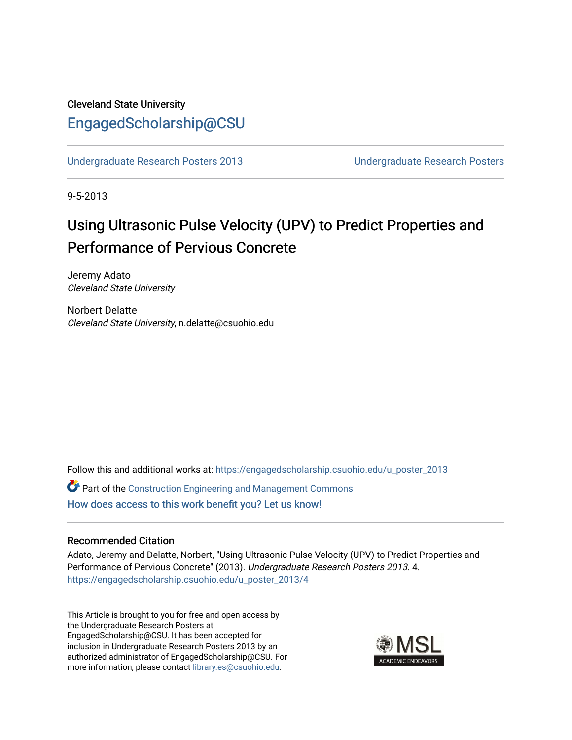Cleveland State University

# EngagedScholarship@CSU

Undergraduate Research Posters 2013 | Undergraduate Research Posters

9-5-2013

## Using Ultrasonic Pulse Velocity (UPV) to Predict Properties and Performance of Pervious Concrete

Jeremy Adato
*Cleveland State University*

Norbert Delatte
*Cleveland State University*, n.delatte@csuohio.edu

Follow this and additional works at: https://engagedscholarship.csuohio.edu/u_poster_2013

Part of the Construction Engineering and Management Commons

How does access to this work benefit you? Let us know!

### Recommended Citation

Adato, Jeremy and Delatte, Norbert, "Using Ultrasonic Pulse Velocity (UPV) to Predict Properties and Performance of Pervious Concrete" (2013). *Undergraduate Research Posters 2013*. 4.
https://engagedscholarship.csuohio.edu/u_poster_2013/4

This Article is brought to you for free and open access by the Undergraduate Research Posters at EngagedScholarship@CSU. It has been accepted for inclusion in Undergraduate Research Posters 2013 by an authorized administrator of EngagedScholarship@CSU. For more information, please contact library.es@csuohio.edu.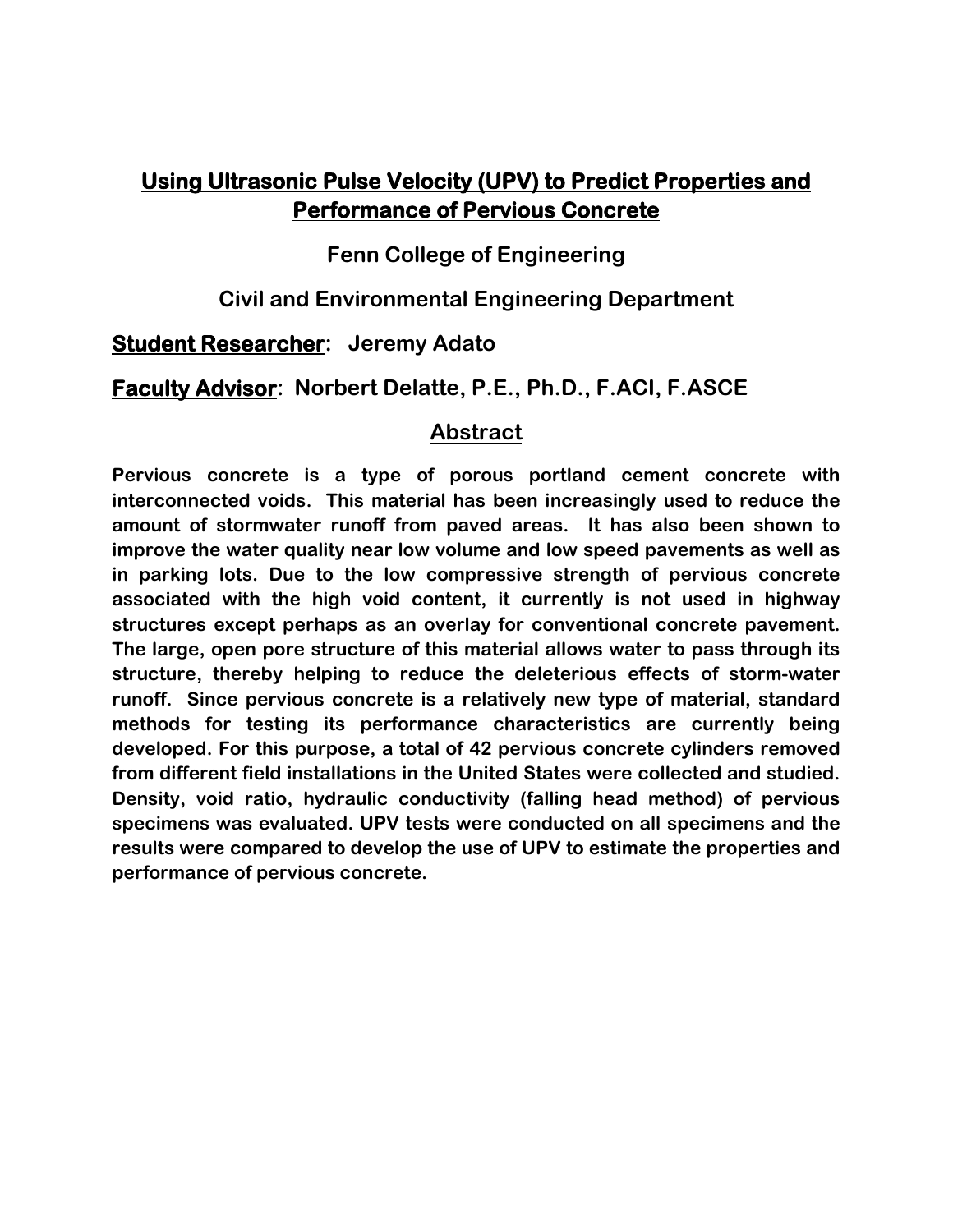# Using Ultrasonic Pulse Velocity (UPV) to Predict Properties and Performance of Pervious Concrete

**Fenn College of Engineering**

**Civil and Environmental Engineering Department**

**Student Researcher**: **Jeremy Adato**

**Faculty Advisor**: **Norbert Delatte, P.E., Ph.D., F.ACI, F.ASCE**

## Abstract

**Pervious concrete is a type of porous portland cement concrete with interconnected voids. This material has been increasingly used to reduce the amount of stormwater runoff from paved areas. It has also been shown to improve the water quality near low volume and low speed pavements as well as in parking lots. Due to the low compressive strength of pervious concrete associated with the high void content, it currently is not used in highway structures except perhaps as an overlay for conventional concrete pavement. The large, open pore structure of this material allows water to pass through its structure, thereby helping to reduce the deleterious effects of storm-water runoff. Since pervious concrete is a relatively new type of material, standard methods for testing its performance characteristics are currently being developed. For this purpose, a total of 42 pervious concrete cylinders removed from different field installations in the United States were collected and studied. Density, void ratio, hydraulic conductivity (falling head method) of pervious specimens was evaluated. UPV tests were conducted on all specimens and the results were compared to develop the use of UPV to estimate the properties and performance of pervious concrete.**